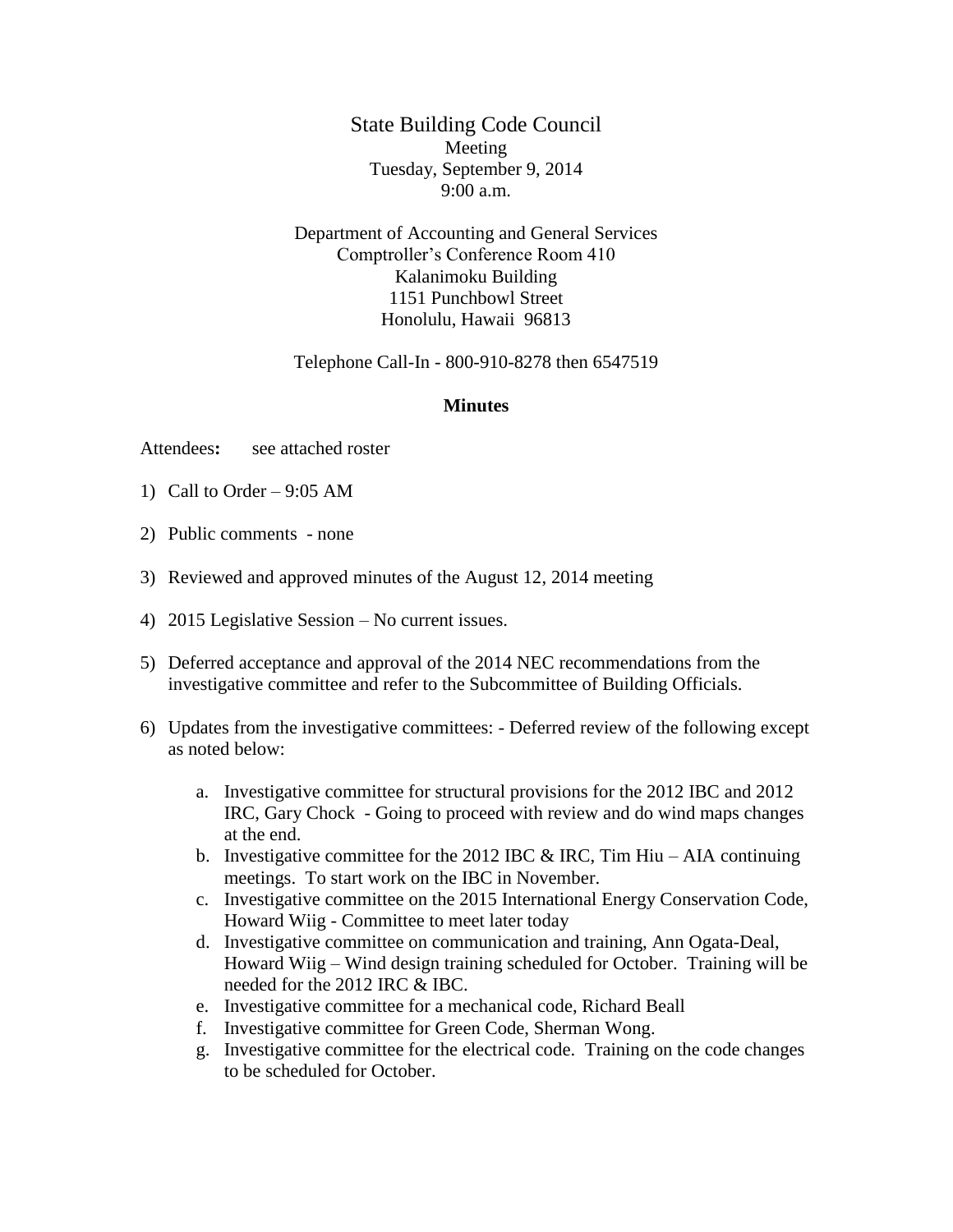# State Building Code Council

Meeting
Tuesday, September 9, 2014
9:00 a.m.

Department of Accounting and General Services
Comptroller's Conference Room 410
Kalanimoku Building
1151 Punchbowl Street
Honolulu, Hawaii 96813

Telephone Call-In - 800-910-8278 then 6547519

## Minutes

Attendees**:** see attached roster

1) Call to Order – 9:05 AM

2) Public comments - none

3) Reviewed and approved minutes of the August 12, 2014 meeting

4) 2015 Legislative Session – No current issues.

5) Deferred acceptance and approval of the 2014 NEC recommendations from the investigative committee and refer to the Subcommittee of Building Officials.

6) Updates from the investigative committees: - Deferred review of the following except as noted below:

   a. Investigative committee for structural provisions for the 2012 IBC and 2012 IRC, Gary Chock - Going to proceed with review and do wind maps changes at the end.
   b. Investigative committee for the 2012 IBC & IRC, Tim Hiu – AIA continuing meetings. To start work on the IBC in November.
   c. Investigative committee on the 2015 International Energy Conservation Code, Howard Wiig - Committee to meet later today
   d. Investigative committee on communication and training, Ann Ogata-Deal, Howard Wiig – Wind design training scheduled for October. Training will be needed for the 2012 IRC & IBC.
   e. Investigative committee for a mechanical code, Richard Beall
   f. Investigative committee for Green Code, Sherman Wong.
   g. Investigative committee for the electrical code. Training on the code changes to be scheduled for October.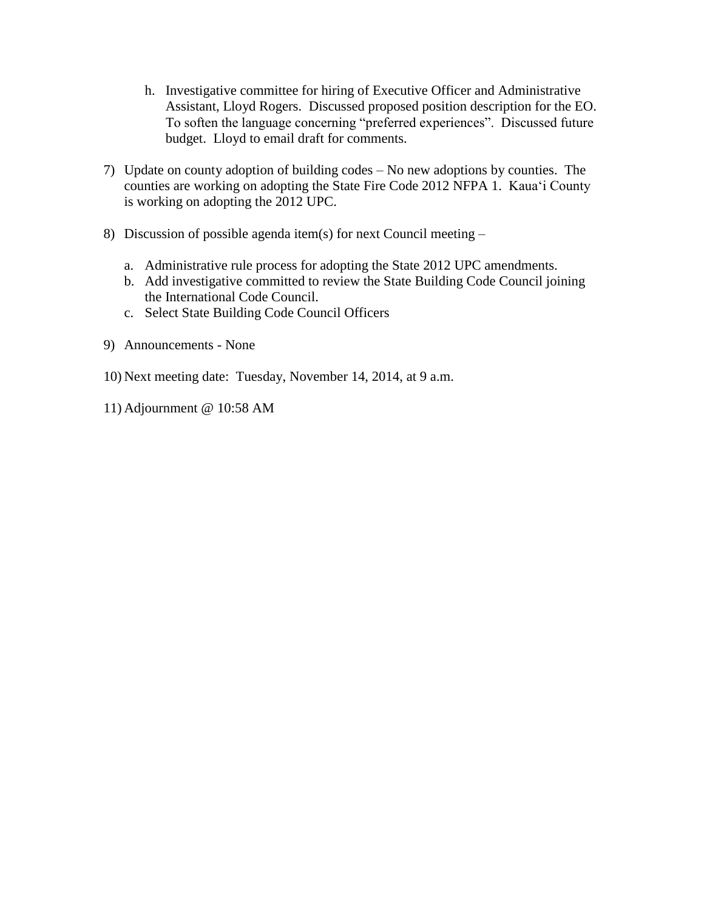h. Investigative committee for hiring of Executive Officer and Administrative Assistant, Lloyd Rogers. Discussed proposed position description for the EO. To soften the language concerning "preferred experiences". Discussed future budget. Lloyd to email draft for comments.

7) Update on county adoption of building codes – No new adoptions by counties. The counties are working on adopting the State Fire Code 2012 NFPA 1. Kaua'i County is working on adopting the 2012 UPC.

8) Discussion of possible agenda item(s) for next Council meeting –

   a. Administrative rule process for adopting the State 2012 UPC amendments.
   b. Add investigative committed to review the State Building Code Council joining the International Code Council.
   c. Select State Building Code Council Officers

9) Announcements - None

10) Next meeting date: Tuesday, November 14, 2014, at 9 a.m.

11) Adjournment @ 10:58 AM